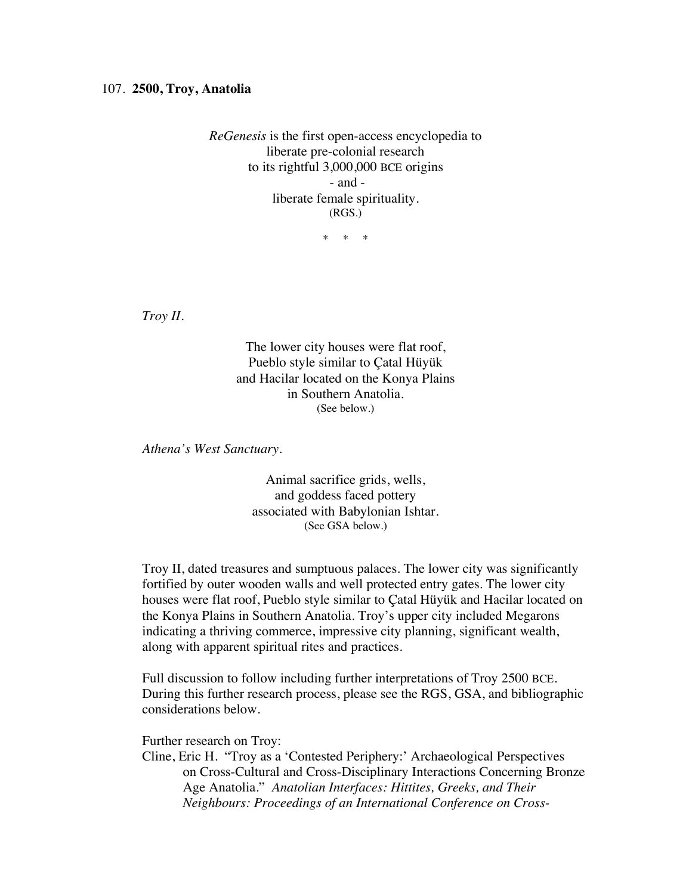107. **2500, Troy, Anatolia**

*ReGenesis* is the first open-access encyclopedia to
liberate pre-colonial research
to its rightful 3,000,000 BCE origins
\- and -
liberate female spirituality.
(RGS.)

\* \* \*

*Troy II.*

The lower city houses were flat roof,
Pueblo style similar to Çatal Hüyük
and Hacilar located on the Konya Plains
in Southern Anatolia.
(See below.)

*Athena's West Sanctuary.*

Animal sacrifice grids, wells,
and goddess faced pottery
associated with Babylonian Ishtar.
(See GSA below.)

Troy II, dated treasures and sumptuous palaces. The lower city was significantly fortified by outer wooden walls and well protected entry gates. The lower city houses were flat roof, Pueblo style similar to Çatal Hüyük and Hacilar located on the Konya Plains in Southern Anatolia. Troy's upper city included Megarons indicating a thriving commerce, impressive city planning, significant wealth, along with apparent spiritual rites and practices.

Full discussion to follow including further interpretations of Troy 2500 BCE. During this further research process, please see the RGS, GSA, and bibliographic considerations below.

Further research on Troy:

Cline, Eric H. "Troy as a 'Contested Periphery:' Archaeological Perspectives on Cross-Cultural and Cross-Disciplinary Interactions Concerning Bronze Age Anatolia." *Anatolian Interfaces: Hittites, Greeks, and Their Neighbours: Proceedings of an International Conference on Cross-*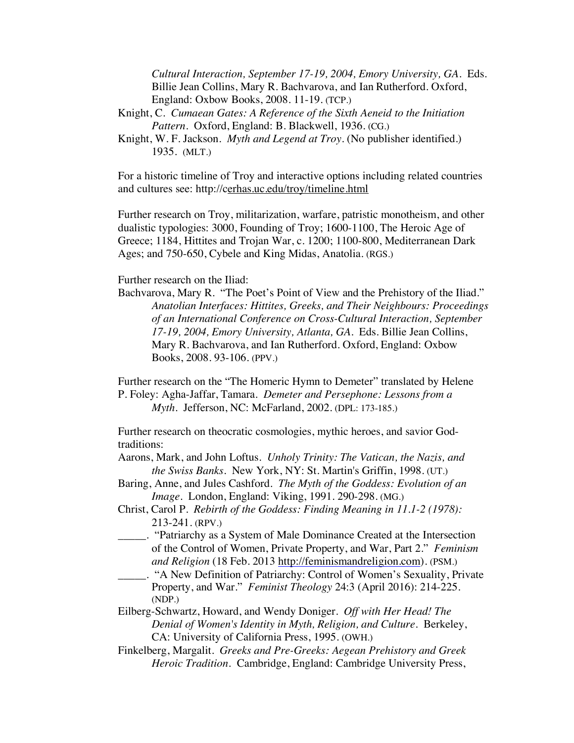*Cultural Interaction, September 17-19, 2004, Emory University, GA*. Eds. Billie Jean Collins, Mary R. Bachvarova, and Ian Rutherford. Oxford, England: Oxbow Books, 2008. 11-19. (TCP.)

Knight, C. *Cumaean Gates: A Reference of the Sixth Aeneid to the Initiation Pattern*. Oxford, England: B. Blackwell, 1936. (CG.)

Knight, W. F. Jackson. *Myth and Legend at Troy*. (No publisher identified.) 1935. (MLT.)

For a historic timeline of Troy and interactive options including related countries and cultures see: http://cerhas.uc.edu/troy/timeline.html

Further research on Troy, militarization, warfare, patristic monotheism, and other dualistic typologies: 3000, Founding of Troy; 1600-1100, The Heroic Age of Greece; 1184, Hittites and Trojan War, c. 1200; 1100-800, Mediterranean Dark Ages; and 750-650, Cybele and King Midas, Anatolia. (RGS.)

Further research on the Iliad:

Bachvarova, Mary R. "The Poet's Point of View and the Prehistory of the Iliad." *Anatolian Interfaces: Hittites, Greeks, and Their Neighbours: Proceedings of an International Conference on Cross-Cultural Interaction, September 17-19, 2004, Emory University, Atlanta, GA*. Eds. Billie Jean Collins, Mary R. Bachvarova, and Ian Rutherford. Oxford, England: Oxbow Books, 2008. 93-106. (PPV.)

Further research on the "The Homeric Hymn to Demeter" translated by Helene P. Foley: Agha-Jaffar, Tamara. *Demeter and Persephone: Lessons from a Myth*. Jefferson, NC: McFarland, 2002. (DPL: 173-185.)

Further research on theocratic cosmologies, mythic heroes, and savior God-traditions:

Aarons, Mark, and John Loftus. *Unholy Trinity: The Vatican, the Nazis, and the Swiss Banks*. New York, NY: St. Martin's Griffin, 1998. (UT.)

Baring, Anne, and Jules Cashford. *The Myth of the Goddess: Evolution of an Image*. London, England: Viking, 1991. 290-298. (MG.)

Christ, Carol P. *Rebirth of the Goddess: Finding Meaning in 11.1-2 (1978):* 213-241. (RPV.)

_____. "Patriarchy as a System of Male Dominance Created at the Intersection of the Control of Women, Private Property, and War, Part 2." *Feminism and Religion* (18 Feb. 2013 http://feminismandreligion.com). (PSM.)

_____. "A New Definition of Patriarchy: Control of Women's Sexuality, Private Property, and War." *Feminist Theology* 24:3 (April 2016): 214-225. (NDP.)

Eilberg-Schwartz, Howard, and Wendy Doniger. *Off with Her Head! The Denial of Women's Identity in Myth, Religion, and Culture*. Berkeley, CA: University of California Press, 1995. (OWH.)

Finkelberg, Margalit. *Greeks and Pre-Greeks: Aegean Prehistory and Greek Heroic Tradition*. Cambridge, England: Cambridge University Press,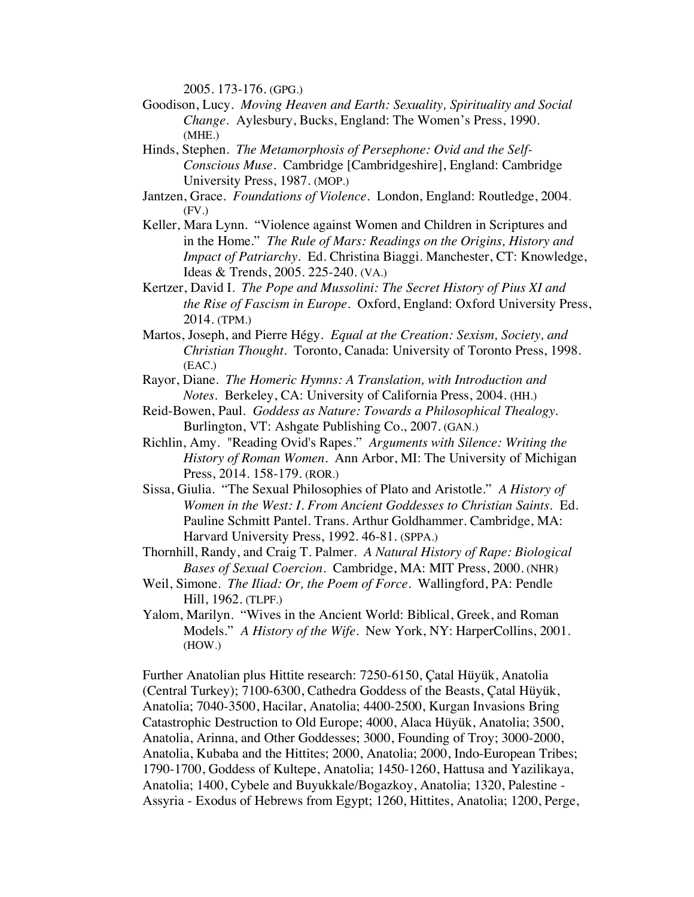2005. 173-176. (GPG.)

Goodison, Lucy. *Moving Heaven and Earth: Sexuality, Spirituality and Social Change*. Aylesbury, Bucks, England: The Women's Press, 1990. (MHE.)

Hinds, Stephen. *The Metamorphosis of Persephone: Ovid and the Self-Conscious Muse*. Cambridge [Cambridgeshire], England: Cambridge University Press, 1987. (MOP.)

Jantzen, Grace. *Foundations of Violence*. London, England: Routledge, 2004. (FV.)

Keller, Mara Lynn. "Violence against Women and Children in Scriptures and in the Home." *The Rule of Mars: Readings on the Origins, History and Impact of Patriarchy*. Ed. Christina Biaggi. Manchester, CT: Knowledge, Ideas & Trends, 2005. 225-240. (VA.)

Kertzer, David I. *The Pope and Mussolini: The Secret History of Pius XI and the Rise of Fascism in Europe*. Oxford, England: Oxford University Press, 2014. (TPM.)

Martos, Joseph, and Pierre Hégy. *Equal at the Creation: Sexism, Society, and Christian Thought*. Toronto, Canada: University of Toronto Press, 1998. (EAC.)

Rayor, Diane. *The Homeric Hymns: A Translation, with Introduction and Notes*. Berkeley, CA: University of California Press, 2004. (HH.)

Reid-Bowen, Paul. *Goddess as Nature: Towards a Philosophical Thealogy*. Burlington, VT: Ashgate Publishing Co., 2007. (GAN.)

Richlin, Amy. "Reading Ovid's Rapes." *Arguments with Silence: Writing the History of Roman Women*. Ann Arbor, MI: The University of Michigan Press, 2014. 158-179. (ROR.)

Sissa, Giulia. "The Sexual Philosophies of Plato and Aristotle." *A History of Women in the West: I. From Ancient Goddesses to Christian Saints*. Ed. Pauline Schmitt Pantel. Trans. Arthur Goldhammer. Cambridge, MA: Harvard University Press, 1992. 46-81. (SPPA.)

Thornhill, Randy, and Craig T. Palmer. *A Natural History of Rape: Biological Bases of Sexual Coercion*. Cambridge, MA: MIT Press, 2000. (NHR)

Weil, Simone. *The Iliad: Or, the Poem of Force*. Wallingford, PA: Pendle Hill, 1962. (TLPF.)

Yalom, Marilyn. "Wives in the Ancient World: Biblical, Greek, and Roman Models." *A History of the Wife*. New York, NY: HarperCollins, 2001. (HOW.)

Further Anatolian plus Hittite research: 7250-6150, Çatal Hüyük, Anatolia (Central Turkey); 7100-6300, Cathedra Goddess of the Beasts, Çatal Hüyük, Anatolia; 7040-3500, Hacilar, Anatolia; 4400-2500, Kurgan Invasions Bring Catastrophic Destruction to Old Europe; 4000, Alaca Hüyük, Anatolia; 3500, Anatolia, Arinna, and Other Goddesses; 3000, Founding of Troy; 3000-2000, Anatolia, Kubaba and the Hittites; 2000, Anatolia; 2000, Indo-European Tribes; 1790-1700, Goddess of Kultepe, Anatolia; 1450-1260, Hattusa and Yazilikaya, Anatolia; 1400, Cybele and Buyukkale/Bogazkoy, Anatolia; 1320, Palestine - Assyria - Exodus of Hebrews from Egypt; 1260, Hittites, Anatolia; 1200, Perge,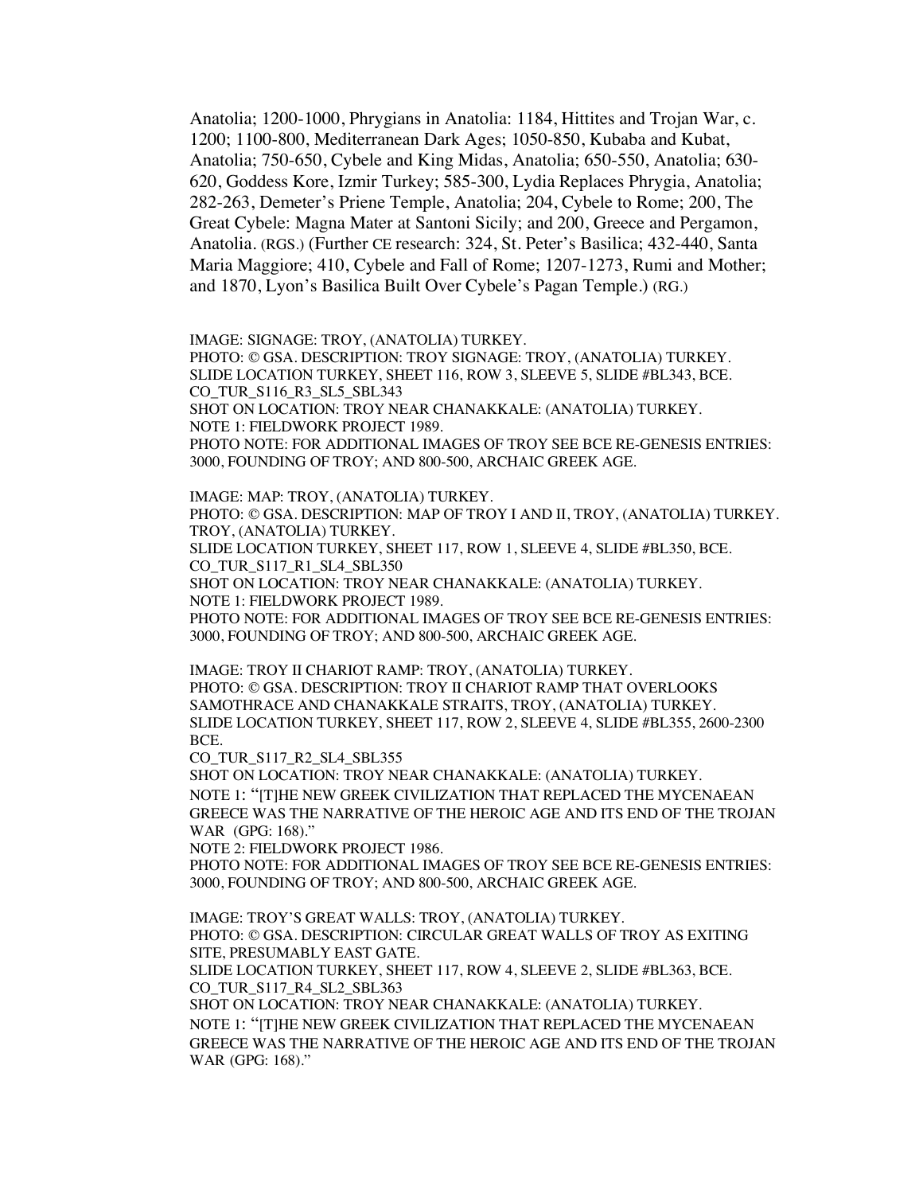Anatolia; 1200-1000, Phrygians in Anatolia: 1184, Hittites and Trojan War, c. 1200; 1100-800, Mediterranean Dark Ages; 1050-850, Kubaba and Kubat, Anatolia; 750-650, Cybele and King Midas, Anatolia; 650-550, Anatolia; 630-620, Goddess Kore, Izmir Turkey; 585-300, Lydia Replaces Phrygia, Anatolia; 282-263, Demeter's Priene Temple, Anatolia; 204, Cybele to Rome; 200, The Great Cybele: Magna Mater at Santoni Sicily; and 200, Greece and Pergamon, Anatolia. (RGS.) (Further CE research: 324, St. Peter's Basilica; 432-440, Santa Maria Maggiore; 410, Cybele and Fall of Rome; 1207-1273, Rumi and Mother; and 1870, Lyon's Basilica Built Over Cybele's Pagan Temple.) (RG.)

IMAGE: SIGNAGE: TROY, (ANATOLIA) TURKEY.
PHOTO: © GSA. DESCRIPTION: TROY SIGNAGE: TROY, (ANATOLIA) TURKEY.
SLIDE LOCATION TURKEY, SHEET 116, ROW 3, SLEEVE 5, SLIDE #BL343, BCE.
CO_TUR_S116_R3_SL5_SBL343
SHOT ON LOCATION: TROY NEAR CHANAKKALE: (ANATOLIA) TURKEY.
NOTE 1: FIELDWORK PROJECT 1989.
PHOTO NOTE: FOR ADDITIONAL IMAGES OF TROY SEE BCE RE-GENESIS ENTRIES: 3000, FOUNDING OF TROY; AND 800-500, ARCHAIC GREEK AGE.

IMAGE: MAP: TROY, (ANATOLIA) TURKEY.
PHOTO: © GSA. DESCRIPTION: MAP OF TROY I AND II, TROY, (ANATOLIA) TURKEY. TROY, (ANATOLIA) TURKEY.
SLIDE LOCATION TURKEY, SHEET 117, ROW 1, SLEEVE 4, SLIDE #BL350, BCE.
CO_TUR_S117_R1_SL4_SBL350
SHOT ON LOCATION: TROY NEAR CHANAKKALE: (ANATOLIA) TURKEY.
NOTE 1: FIELDWORK PROJECT 1989.
PHOTO NOTE: FOR ADDITIONAL IMAGES OF TROY SEE BCE RE-GENESIS ENTRIES: 3000, FOUNDING OF TROY; AND 800-500, ARCHAIC GREEK AGE.

IMAGE: TROY II CHARIOT RAMP: TROY, (ANATOLIA) TURKEY.
PHOTO: © GSA. DESCRIPTION: TROY II CHARIOT RAMP THAT OVERLOOKS SAMOTHRACE AND CHANAKKALE STRAITS, TROY, (ANATOLIA) TURKEY.
SLIDE LOCATION TURKEY, SHEET 117, ROW 2, SLEEVE 4, SLIDE #BL355, 2600-2300 BCE.
CO_TUR_S117_R2_SL4_SBL355
SHOT ON LOCATION: TROY NEAR CHANAKKALE: (ANATOLIA) TURKEY.
NOTE 1: "[T]HE NEW GREEK CIVILIZATION THAT REPLACED THE MYCENAEAN GREECE WAS THE NARRATIVE OF THE HEROIC AGE AND ITS END OF THE TROJAN WAR (GPG: 168)."
NOTE 2: FIELDWORK PROJECT 1986.
PHOTO NOTE: FOR ADDITIONAL IMAGES OF TROY SEE BCE RE-GENESIS ENTRIES: 3000, FOUNDING OF TROY; AND 800-500, ARCHAIC GREEK AGE.

IMAGE: TROY'S GREAT WALLS: TROY, (ANATOLIA) TURKEY.
PHOTO: © GSA. DESCRIPTION: CIRCULAR GREAT WALLS OF TROY AS EXITING SITE, PRESUMABLY EAST GATE.
SLIDE LOCATION TURKEY, SHEET 117, ROW 4, SLEEVE 2, SLIDE #BL363, BCE.
CO_TUR_S117_R4_SL2_SBL363
SHOT ON LOCATION: TROY NEAR CHANAKKALE: (ANATOLIA) TURKEY.
NOTE 1: "[T]HE NEW GREEK CIVILIZATION THAT REPLACED THE MYCENAEAN GREECE WAS THE NARRATIVE OF THE HEROIC AGE AND ITS END OF THE TROJAN WAR (GPG: 168)."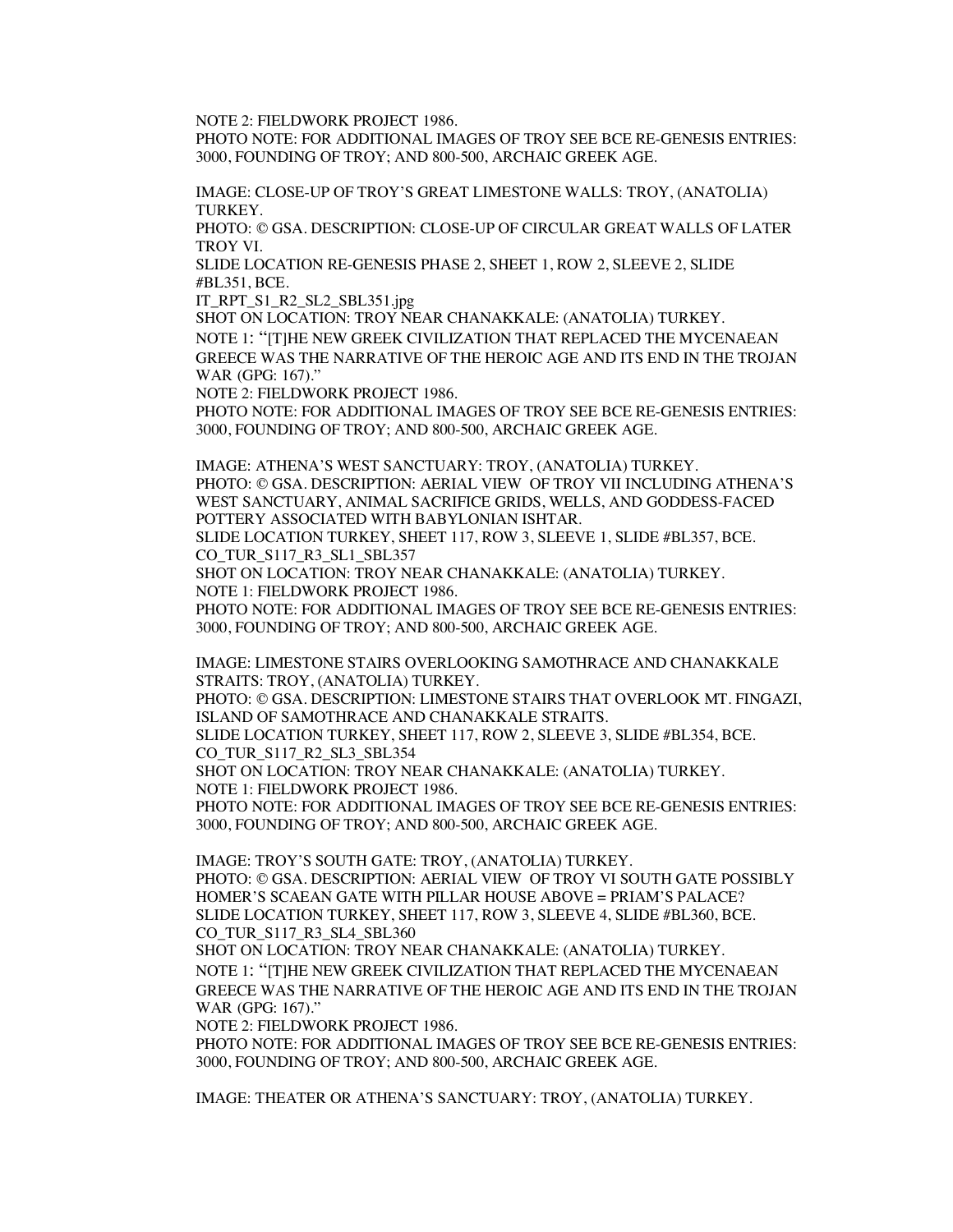NOTE 2: FIELDWORK PROJECT 1986.
PHOTO NOTE: FOR ADDITIONAL IMAGES OF TROY SEE BCE RE-GENESIS ENTRIES: 3000, FOUNDING OF TROY; AND 800-500, ARCHAIC GREEK AGE.

IMAGE: CLOSE-UP OF TROY'S GREAT LIMESTONE WALLS: TROY, (ANATOLIA) TURKEY.
PHOTO: © GSA. DESCRIPTION: CLOSE-UP OF CIRCULAR GREAT WALLS OF LATER TROY VI.
SLIDE LOCATION RE-GENESIS PHASE 2, SHEET 1, ROW 2, SLEEVE 2, SLIDE #BL351, BCE.
IT_RPT_S1_R2_SL2_SBL351.jpg
SHOT ON LOCATION: TROY NEAR CHANAKKALE: (ANATOLIA) TURKEY.
NOTE 1: "[T]HE NEW GREEK CIVILIZATION THAT REPLACED THE MYCENAEAN GREECE WAS THE NARRATIVE OF THE HEROIC AGE AND ITS END IN THE TROJAN WAR (GPG: 167)."
NOTE 2: FIELDWORK PROJECT 1986.
PHOTO NOTE: FOR ADDITIONAL IMAGES OF TROY SEE BCE RE-GENESIS ENTRIES: 3000, FOUNDING OF TROY; AND 800-500, ARCHAIC GREEK AGE.

IMAGE: ATHENA'S WEST SANCTUARY: TROY, (ANATOLIA) TURKEY.
PHOTO: © GSA. DESCRIPTION: AERIAL VIEW OF TROY VII INCLUDING ATHENA'S WEST SANCTUARY, ANIMAL SACRIFICE GRIDS, WELLS, AND GODDESS-FACED POTTERY ASSOCIATED WITH BABYLONIAN ISHTAR.
SLIDE LOCATION TURKEY, SHEET 117, ROW 3, SLEEVE 1, SLIDE #BL357, BCE.
CO_TUR_S117_R3_SL1_SBL357
SHOT ON LOCATION: TROY NEAR CHANAKKALE: (ANATOLIA) TURKEY.
NOTE 1: FIELDWORK PROJECT 1986.
PHOTO NOTE: FOR ADDITIONAL IMAGES OF TROY SEE BCE RE-GENESIS ENTRIES: 3000, FOUNDING OF TROY; AND 800-500, ARCHAIC GREEK AGE.

IMAGE: LIMESTONE STAIRS OVERLOOKING SAMOTHRACE AND CHANAKKALE STRAITS: TROY, (ANATOLIA) TURKEY.
PHOTO: © GSA. DESCRIPTION: LIMESTONE STAIRS THAT OVERLOOK MT. FINGAZI, ISLAND OF SAMOTHRACE AND CHANAKKALE STRAITS.
SLIDE LOCATION TURKEY, SHEET 117, ROW 2, SLEEVE 3, SLIDE #BL354, BCE.
CO_TUR_S117_R2_SL3_SBL354
SHOT ON LOCATION: TROY NEAR CHANAKKALE: (ANATOLIA) TURKEY.
NOTE 1: FIELDWORK PROJECT 1986.
PHOTO NOTE: FOR ADDITIONAL IMAGES OF TROY SEE BCE RE-GENESIS ENTRIES: 3000, FOUNDING OF TROY; AND 800-500, ARCHAIC GREEK AGE.

IMAGE: TROY'S SOUTH GATE: TROY, (ANATOLIA) TURKEY.
PHOTO: © GSA. DESCRIPTION: AERIAL VIEW OF TROY VI SOUTH GATE POSSIBLY HOMER'S SCAEAN GATE WITH PILLAR HOUSE ABOVE = PRIAM'S PALACE?
SLIDE LOCATION TURKEY, SHEET 117, ROW 3, SLEEVE 4, SLIDE #BL360, BCE.
CO_TUR_S117_R3_SL4_SBL360
SHOT ON LOCATION: TROY NEAR CHANAKKALE: (ANATOLIA) TURKEY.
NOTE 1: "[T]HE NEW GREEK CIVILIZATION THAT REPLACED THE MYCENAEAN GREECE WAS THE NARRATIVE OF THE HEROIC AGE AND ITS END IN THE TROJAN WAR (GPG: 167)."
NOTE 2: FIELDWORK PROJECT 1986.
PHOTO NOTE: FOR ADDITIONAL IMAGES OF TROY SEE BCE RE-GENESIS ENTRIES: 3000, FOUNDING OF TROY; AND 800-500, ARCHAIC GREEK AGE.

IMAGE: THEATER OR ATHENA'S SANCTUARY: TROY, (ANATOLIA) TURKEY.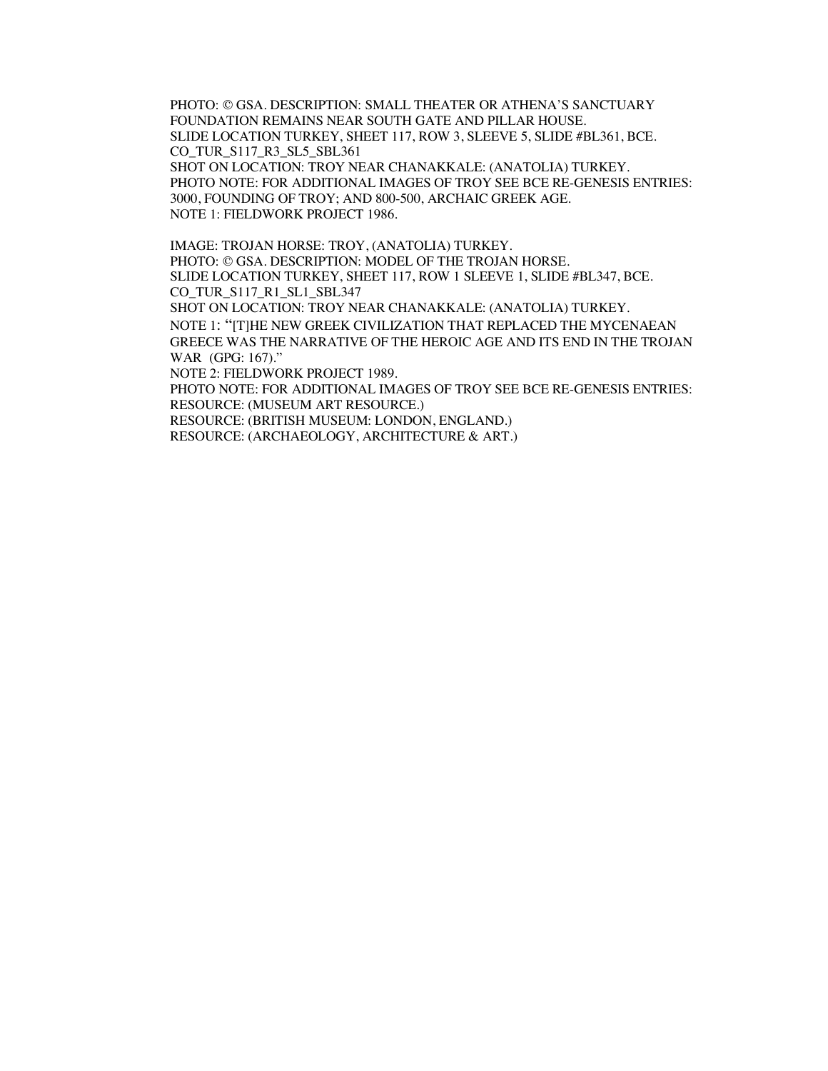PHOTO: © GSA. DESCRIPTION: SMALL THEATER OR ATHENA'S SANCTUARY FOUNDATION REMAINS NEAR SOUTH GATE AND PILLAR HOUSE.
SLIDE LOCATION TURKEY, SHEET 117, ROW 3, SLEEVE 5, SLIDE #BL361, BCE.
CO_TUR_S117_R3_SL5_SBL361
SHOT ON LOCATION: TROY NEAR CHANAKKALE: (ANATOLIA) TURKEY.
PHOTO NOTE: FOR ADDITIONAL IMAGES OF TROY SEE BCE RE-GENESIS ENTRIES: 3000, FOUNDING OF TROY; AND 800-500, ARCHAIC GREEK AGE.
NOTE 1: FIELDWORK PROJECT 1986.

IMAGE: TROJAN HORSE: TROY, (ANATOLIA) TURKEY.
PHOTO: © GSA. DESCRIPTION: MODEL OF THE TROJAN HORSE.
SLIDE LOCATION TURKEY, SHEET 117, ROW 1 SLEEVE 1, SLIDE #BL347, BCE.
CO_TUR_S117_R1_SL1_SBL347
SHOT ON LOCATION: TROY NEAR CHANAKKALE: (ANATOLIA) TURKEY.
NOTE 1: "[T]HE NEW GREEK CIVILIZATION THAT REPLACED THE MYCENAEAN GREECE WAS THE NARRATIVE OF THE HEROIC AGE AND ITS END IN THE TROJAN WAR (GPG: 167)."
NOTE 2: FIELDWORK PROJECT 1989.
PHOTO NOTE: FOR ADDITIONAL IMAGES OF TROY SEE BCE RE-GENESIS ENTRIES:
RESOURCE: (MUSEUM ART RESOURCE.)
RESOURCE: (BRITISH MUSEUM: LONDON, ENGLAND.)
RESOURCE: (ARCHAEOLOGY, ARCHITECTURE & ART.)